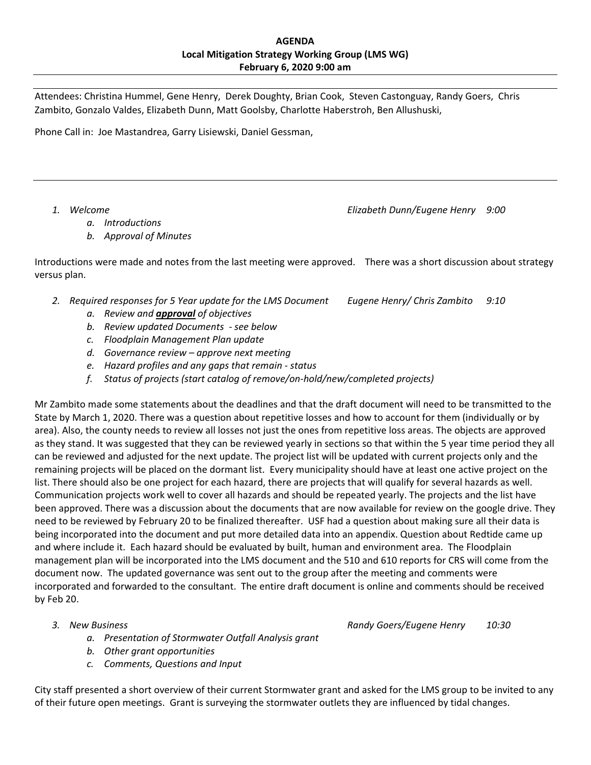**AGENDA**
**Local Mitigation Strategy Working Group (LMS WG)**
**February 6, 2020 9:00 am**

---

Attendees: Christina Hummel, Gene Henry, Derek Doughty, Brian Cook, Steven Castonguay, Randy Goers, Chris Zambito, Gonzalo Valdes, Elizabeth Dunn, Matt Goolsby, Charlotte Haberstroh, Ben Allushuski,

Phone Call in: Joe Mastandrea, Garry Lisiewski, Daniel Gessman,

---

1. *Welcome* — *Elizabeth Dunn/Eugene Henry 9:00*
   a. *Introductions*
   b. *Approval of Minutes*

Introductions were made and notes from the last meeting were approved. There was a short discussion about strategy versus plan.

2. *Required responses for 5 Year update for the LMS Document* — *Eugene Henry/ Chris Zambito 9:10*
   a. *Review and **approval** of objectives*
   b. *Review updated Documents - see below*
   c. *Floodplain Management Plan update*
   d. *Governance review – approve next meeting*
   e. *Hazard profiles and any gaps that remain - status*
   f. *Status of projects (start catalog of remove/on-hold/new/completed projects)*

Mr Zambito made some statements about the deadlines and that the draft document will need to be transmitted to the State by March 1, 2020. There was a question about repetitive losses and how to account for them (individually or by area). Also, the county needs to review all losses not just the ones from repetitive loss areas. The objects are approved as they stand. It was suggested that they can be reviewed yearly in sections so that within the 5 year time period they all can be reviewed and adjusted for the next update. The project list will be updated with current projects only and the remaining projects will be placed on the dormant list. Every municipality should have at least one active project on the list. There should also be one project for each hazard, there are projects that will qualify for several hazards as well. Communication projects work well to cover all hazards and should be repeated yearly. The projects and the list have been approved. There was a discussion about the documents that are now available for review on the google drive. They need to be reviewed by February 20 to be finalized thereafter. USF had a question about making sure all their data is being incorporated into the document and put more detailed data into an appendix. Question about Redtide came up and where include it. Each hazard should be evaluated by built, human and environment area. The Floodplain management plan will be incorporated into the LMS document and the 510 and 610 reports for CRS will come from the document now. The updated governance was sent out to the group after the meeting and comments were incorporated and forwarded to the consultant. The entire draft document is online and comments should be received by Feb 20.

3. *New Business* — *Randy Goers/Eugene Henry 10:30*
   a. *Presentation of Stormwater Outfall Analysis grant*
   b. *Other grant opportunities*
   c. *Comments, Questions and Input*

City staff presented a short overview of their current Stormwater grant and asked for the LMS group to be invited to any of their future open meetings. Grant is surveying the stormwater outlets they are influenced by tidal changes.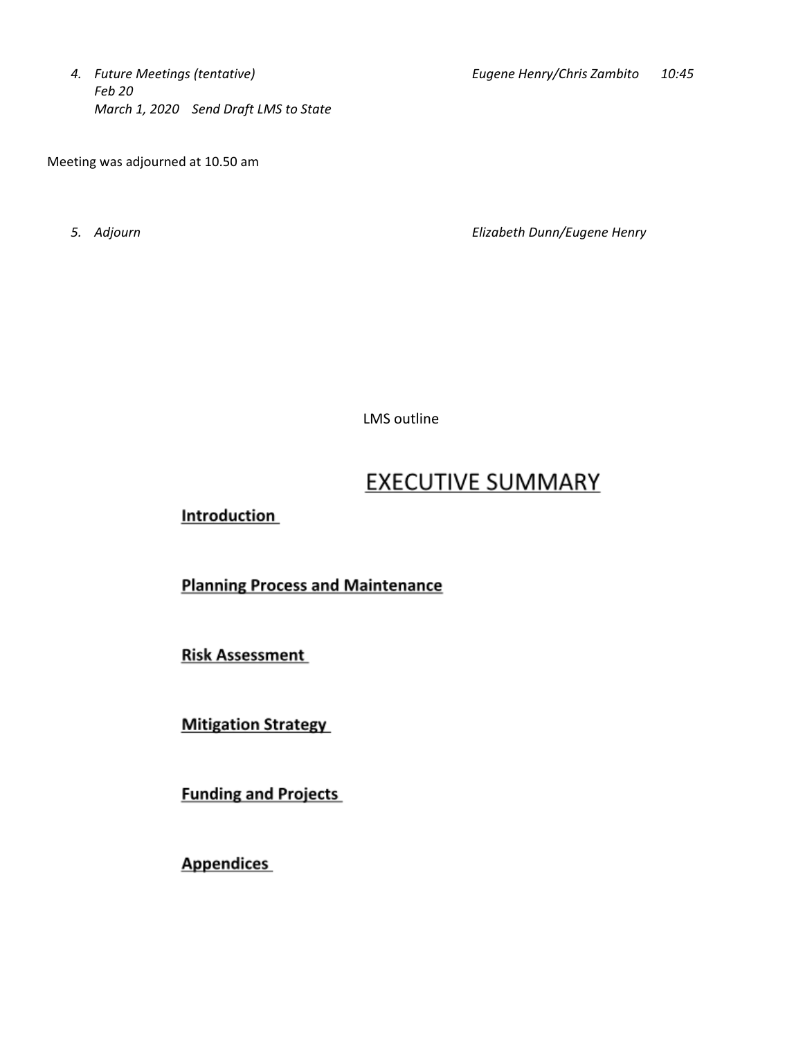4. *Future Meetings (tentative)* *Eugene Henry/Chris Zambito* *10:45*
   *Feb 20*
   *March 1, 2020 Send Draft LMS to State*

Meeting was adjourned at 10.50 am

5. *Adjourn* *Elizabeth Dunn/Eugene Henry*

LMS outline

# EXECUTIVE SUMMARY

## Introduction

## Planning Process and Maintenance

## Risk Assessment

## Mitigation Strategy

## Funding and Projects

## Appendices